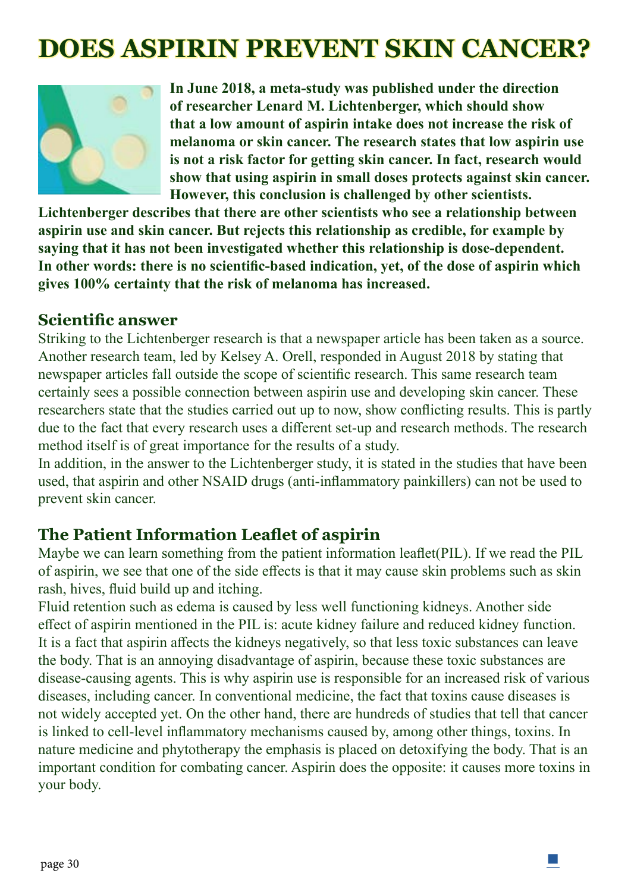# DOES ASPIRIN PREVENT SKIN CANCER?

**In June 2018, a meta-study was published under the direction of researcher Lenard M. Lichtenberger, which should show that a low amount of aspirin intake does not increase the risk of melanoma or skin cancer. The research states that low aspirin use is not a risk factor for getting skin cancer. In fact, research would show that using aspirin in small doses protects against skin cancer. However, this conclusion is challenged by other scientists. Lichtenberger describes that there are other scientists who see a relationship between aspirin use and skin cancer. But rejects this relationship as credible, for example by saying that it has not been investigated whether this relationship is dose-dependent. In other words: there is no scientific-based indication, yet, of the dose of aspirin which gives 100% certainty that the risk of melanoma has increased.**

## Scientific answer

Striking to the Lichtenberger research is that a newspaper article has been taken as a source. Another research team, led by Kelsey A. Orell, responded in August 2018 by stating that newspaper articles fall outside the scope of scientific research. This same research team certainly sees a possible connection between aspirin use and developing skin cancer. These researchers state that the studies carried out up to now, show conflicting results. This is partly due to the fact that every research uses a different set-up and research methods. The research method itself is of great importance for the results of a study.
In addition, in the answer to the Lichtenberger study, it is stated in the studies that have been used, that aspirin and other NSAID drugs (anti-inflammatory painkillers) can not be used to prevent skin cancer.

## The Patient Information Leaflet of aspirin

Maybe we can learn something from the patient information leaflet(PIL). If we read the PIL of aspirin, we see that one of the side effects is that it may cause skin problems such as skin rash, hives, fluid build up and itching.
Fluid retention such as edema is caused by less well functioning kidneys. Another side effect of aspirin mentioned in the PIL is: acute kidney failure and reduced kidney function. It is a fact that aspirin affects the kidneys negatively, so that less toxic substances can leave the body. That is an annoying disadvantage of aspirin, because these toxic substances are disease-causing agents. This is why aspirin use is responsible for an increased risk of various diseases, including cancer. In conventional medicine, the fact that toxins cause diseases is not widely accepted yet. On the other hand, there are hundreds of studies that tell that cancer is linked to cell-level inflammatory mechanisms caused by, among other things, toxins. In nature medicine and phytotherapy the emphasis is placed on detoxifying the body. That is an important condition for combating cancer. Aspirin does the opposite: it causes more toxins in your body.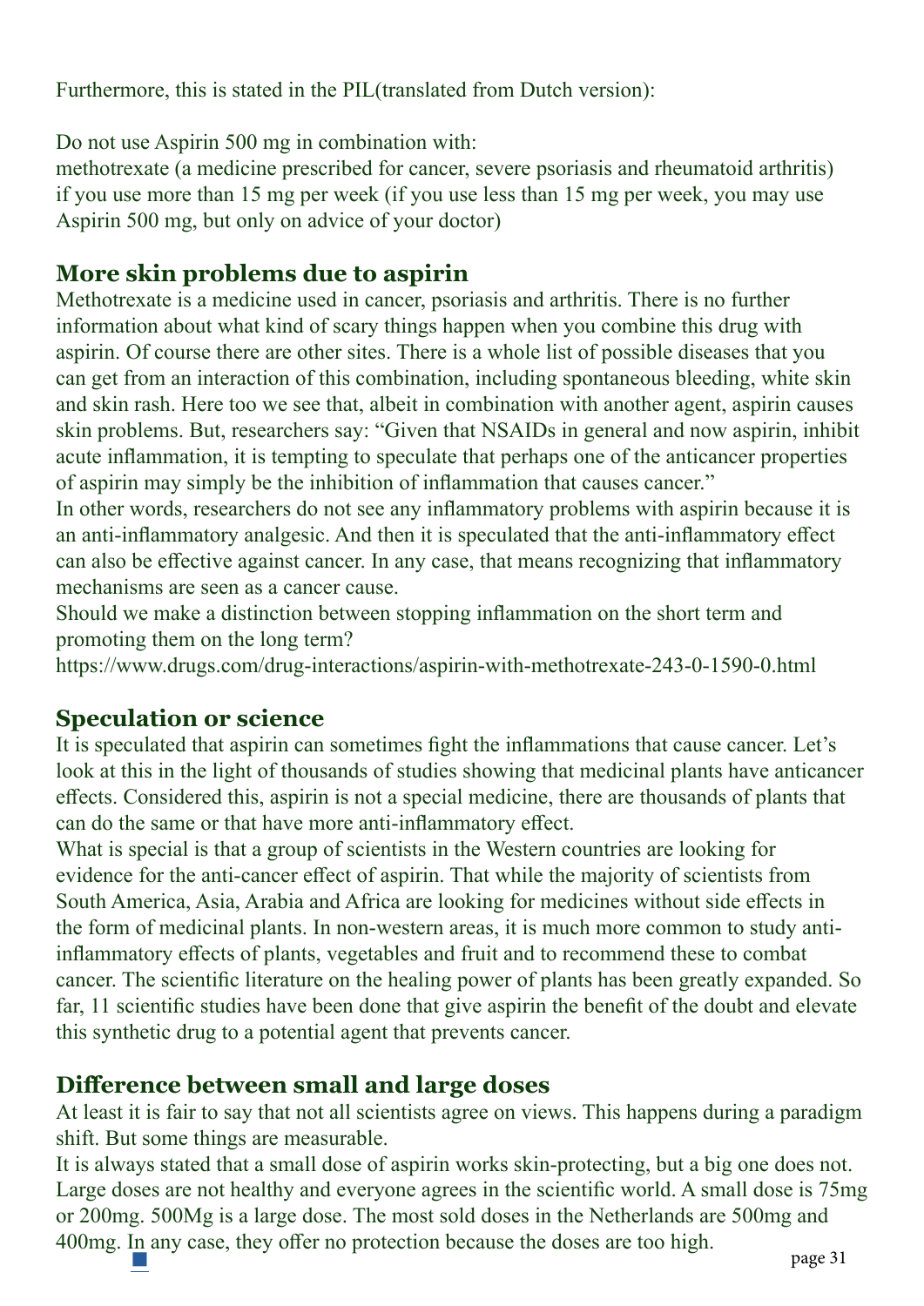Furthermore, this is stated in the PIL(translated from Dutch version):

Do not use Aspirin 500 mg in combination with:
methotrexate (a medicine prescribed for cancer, severe psoriasis and rheumatoid arthritis) if you use more than 15 mg per week (if you use less than 15 mg per week, you may use Aspirin 500 mg, but only on advice of your doctor)

## More skin problems due to aspirin

Methotrexate is a medicine used in cancer, psoriasis and arthritis. There is no further information about what kind of scary things happen when you combine this drug with aspirin. Of course there are other sites. There is a whole list of possible diseases that you can get from an interaction of this combination, including spontaneous bleeding, white skin and skin rash. Here too we see that, albeit in combination with another agent, aspirin causes skin problems. But, researchers say: "Given that NSAIDs in general and now aspirin, inhibit acute inflammation, it is tempting to speculate that perhaps one of the anticancer properties of aspirin may simply be the inhibition of inflammation that causes cancer."
In other words, researchers do not see any inflammatory problems with aspirin because it is an anti-inflammatory analgesic. And then it is speculated that the anti-inflammatory effect can also be effective against cancer. In any case, that means recognizing that inflammatory mechanisms are seen as a cancer cause.
Should we make a distinction between stopping inflammation on the short term and promoting them on the long term?
https://www.drugs.com/drug-interactions/aspirin-with-methotrexate-243-0-1590-0.html

## Speculation or science

It is speculated that aspirin can sometimes fight the inflammations that cause cancer. Let's look at this in the light of thousands of studies showing that medicinal plants have anticancer effects. Considered this, aspirin is not a special medicine, there are thousands of plants that can do the same or that have more anti-inflammatory effect.
What is special is that a group of scientists in the Western countries are looking for evidence for the anti-cancer effect of aspirin. That while the majority of scientists from South America, Asia, Arabia and Africa are looking for medicines without side effects in the form of medicinal plants. In non-western areas, it is much more common to study anti-inflammatory effects of plants, vegetables and fruit and to recommend these to combat cancer. The scientific literature on the healing power of plants has been greatly expanded. So far, 11 scientific studies have been done that give aspirin the benefit of the doubt and elevate this synthetic drug to a potential agent that prevents cancer.

## Difference between small and large doses

At least it is fair to say that not all scientists agree on views. This happens during a paradigm shift. But some things are measurable.
It is always stated that a small dose of aspirin works skin-protecting, but a big one does not. Large doses are not healthy and everyone agrees in the scientific world. A small dose is 75mg or 200mg. 500Mg is a large dose. The most sold doses in the Netherlands are 500mg and 400mg. In any case, they offer no protection because the doses are too high.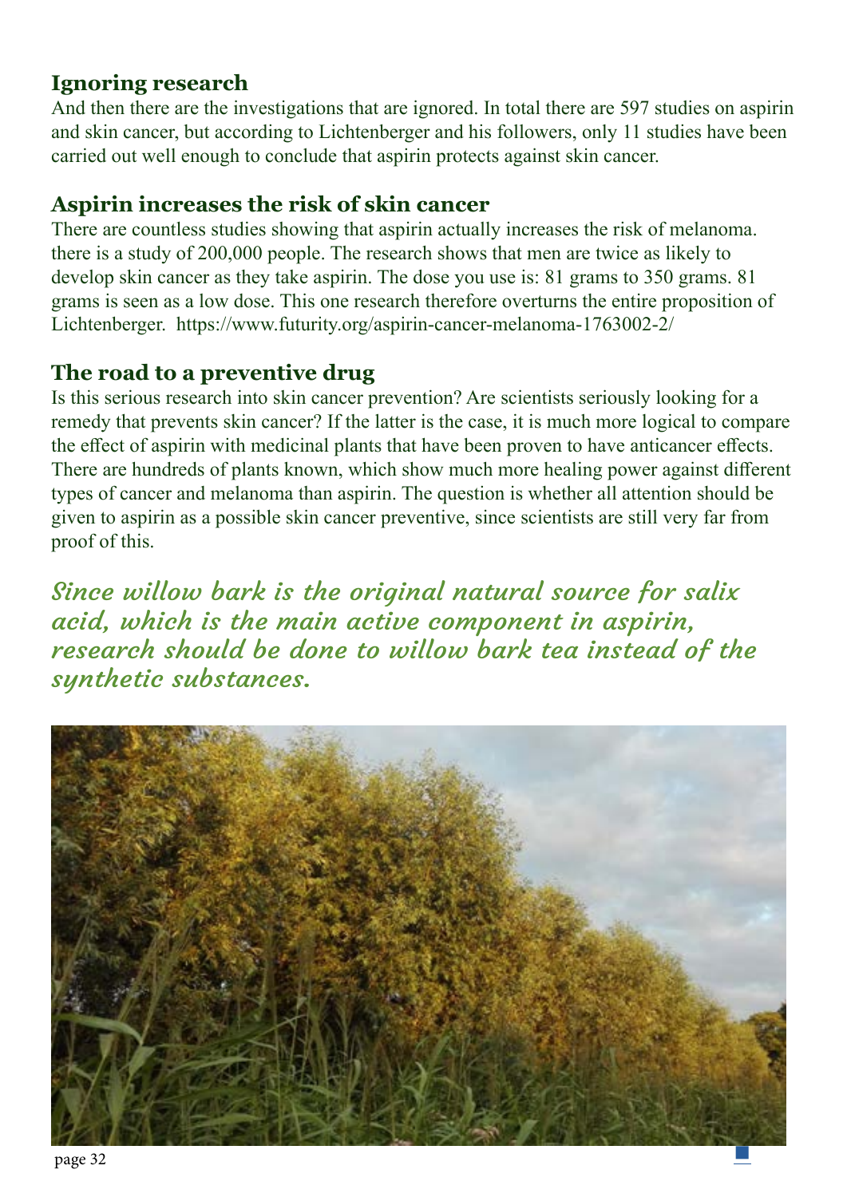### Ignoring research

And then there are the investigations that are ignored. In total there are 597 studies on aspirin and skin cancer, but according to Lichtenberger and his followers, only 11 studies have been carried out well enough to conclude that aspirin protects against skin cancer.

### Aspirin increases the risk of skin cancer

There are countless studies showing that aspirin actually increases the risk of melanoma. there is a study of 200,000 people. The research shows that men are twice as likely to develop skin cancer as they take aspirin. The dose you use is: 81 grams to 350 grams. 81 grams is seen as a low dose. This one research therefore overturns the entire proposition of Lichtenberger. https://www.futurity.org/aspirin-cancer-melanoma-1763002-2/

### The road to a preventive drug

Is this serious research into skin cancer prevention? Are scientists seriously looking for a remedy that prevents skin cancer? If the latter is the case, it is much more logical to compare the effect of aspirin with medicinal plants that have been proven to have anticancer effects. There are hundreds of plants known, which show much more healing power against different types of cancer and melanoma than aspirin. The question is whether all attention should be given to aspirin as a possible skin cancer preventive, since scientists are still very far from proof of this.

***Since willow bark is the original natural source for salix acid, which is the main active component in aspirin, research should be done to willow bark tea instead of the synthetic substances.***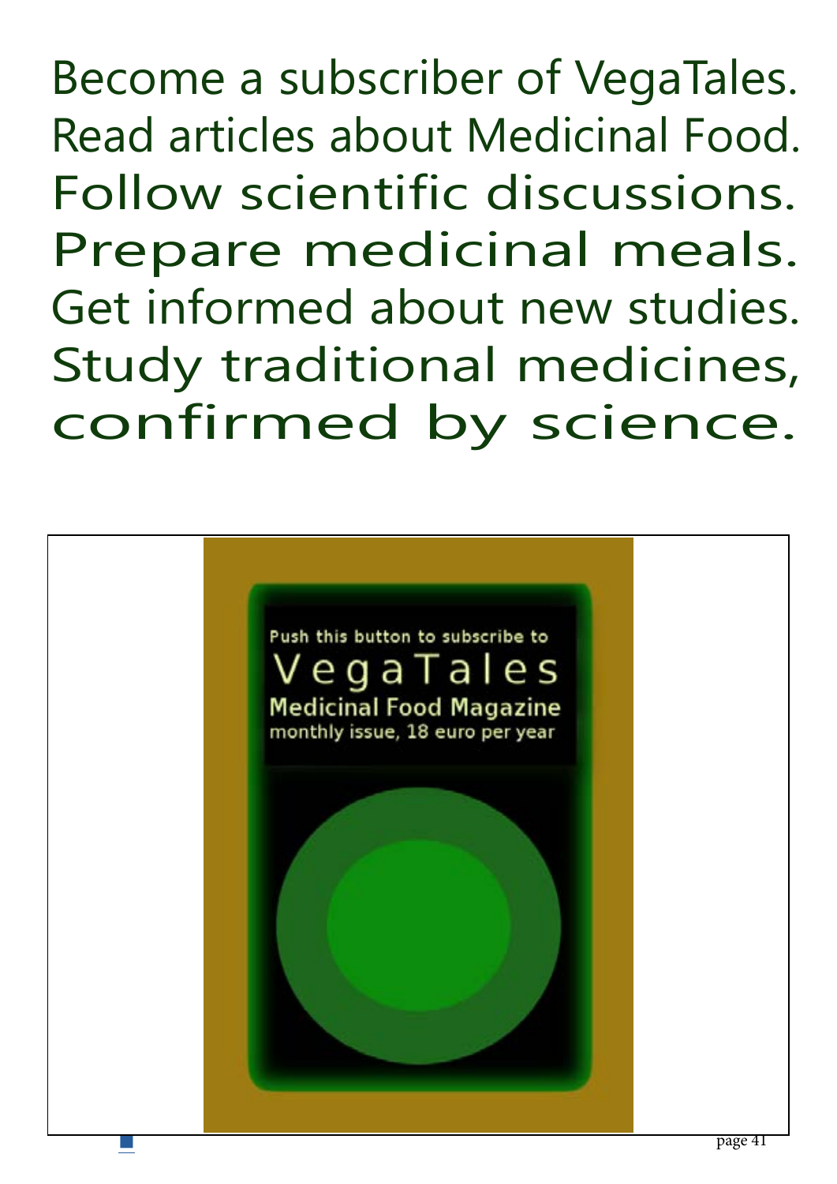Become a subscriber of VegaTales.
Read articles about Medicinal Food.
Follow scientific discussions.
Prepare medicinal meals.
Get informed about new studies.
Study traditional medicines,
confirmed by science.

Push this button to subscribe to

VegaTales

Medicinal Food Magazine

monthly issue, 18 euro per year